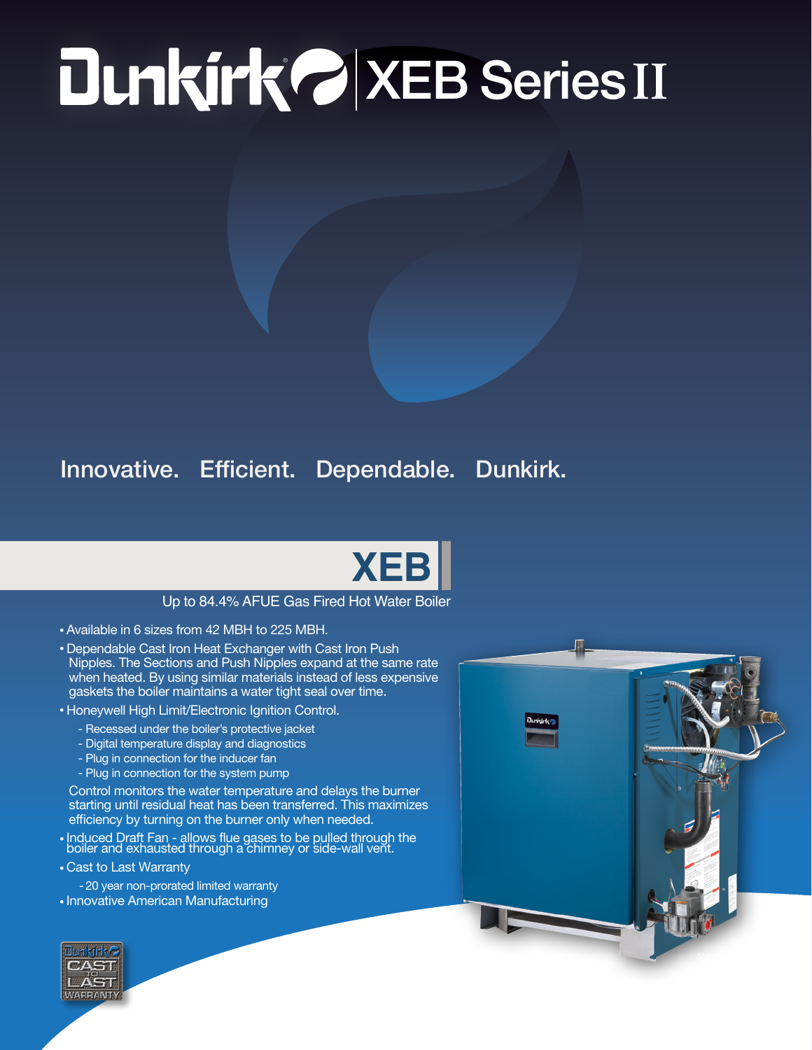# Dunkirk XEB Series II

## Innovative. Efficient. Dependable. Dunkirk.

## XEB

Up to 84.4% AFUE Gas Fired Hot Water Boiler

- Available in 6 sizes from 42 MBH to 225 MBH.
- Dependable Cast Iron Heat Exchanger with Cast Iron Push Nipples. The Sections and Push Nipples expand at the same rate when heated. By using similar materials instead of less expensive gaskets the boiler maintains a water tight seal over time.
- Honeywell High Limit/Electronic Ignition Control.
  - Recessed under the boiler's protective jacket
  - Digital temperature display and diagnostics
  - Plug in connection for the inducer fan
  - Plug in connection for the system pump

  Control monitors the water temperature and delays the burner starting until residual heat has been transferred. This maximizes efficiency by turning on the burner only when needed.
- Induced Draft Fan - allows flue gases to be pulled through the boiler and exhausted through a chimney or side-wall vent.
- Cast to Last Warranty
  - 20 year non-prorated limited warranty
- Innovative American Manufacturing

Dunkirk CAST TO LAST WARRANTY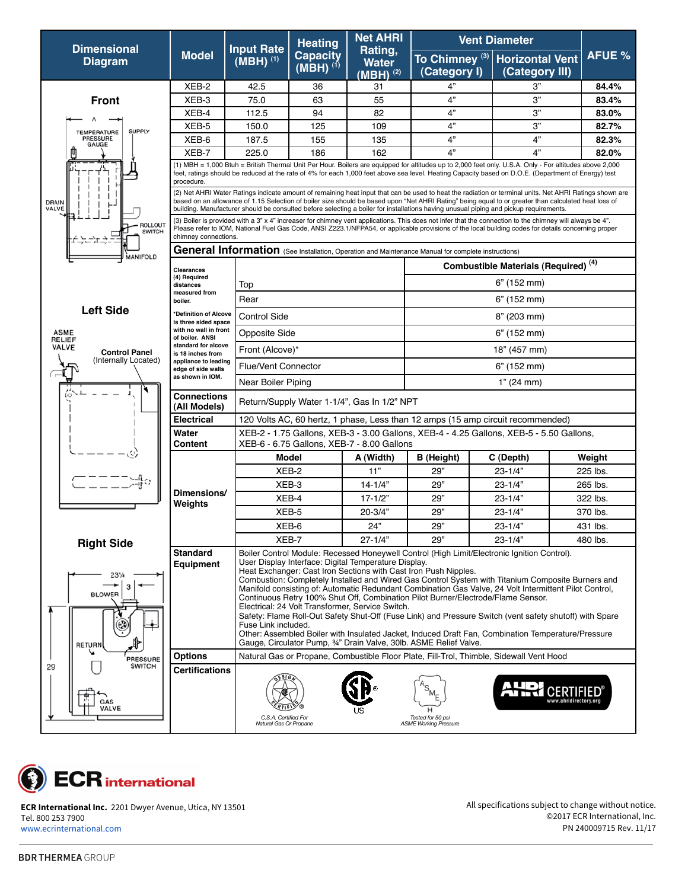| Dimensional Diagram | Model | Input Rate (MBH) (1) | Heating Capacity (MBH) (1) | Net AHRI Rating, Water (MBH) (2) | Vent Diameter | | AFUE % |
|---|---|---|---|---|---|---|---|
| | | | | | To Chimney (3) (Category I) | Horizontal Vent (Category III) | |
| | XEB-2 | 42.5 | 36 | 31 | 4" | 3" | **84.4%** |
| | XEB-3 | 75.0 | 63 | 55 | 4" | 3" | **83.4%** |
| | XEB-4 | 112.5 | 94 | 82 | 4" | 3" | **83.0%** |
| | XEB-5 | 150.0 | 125 | 109 | 4" | 3" | **82.7%** |
| | XEB-6 | 187.5 | 155 | 135 | 4" | 4" | **82.3%** |
| | XEB-7 | 225.0 | 186 | 162 | 4" | 4" | **82.0%** |

(1) MBH = 1,000 Btuh = British Thermal Unit Per Hour. Boilers are equipped for altitudes up to 2,000 feet only. U.S.A. Only - For altitudes above 2,000 feet, ratings should be reduced at the rate of 4% for each 1,000 feet above sea level. Heating Capacity based on D.O.E. (Department of Energy) test procedure.

(2) Net AHRI Water Ratings indicate amount of remaining heat input that can be used to heat the radiation or terminal units. Net AHRI Ratings shown are based on an allowance of 1.15 Selection of boiler size should be based upon "Net AHRI Rating" being equal to or greater than calculated heat loss of building. Manufacturer should be consulted before selecting a boiler for installations having unusual piping and pickup requirements.

(3) Boiler is provided with a 3" x 4" increaser for chimney vent applications. This does not infer that the connection to the chimney will always be 4". Please refer to IOM, National Fuel Gas Code, ANSI Z223.1/NFPA54, or applicable provisions of the local building codes for details concerning proper chimney connections.

**Front**

A
TEMPERATURE PRESSURE GAUGE
SUPPLY
DRAIN VALVE
ROLLOUT SWITCH
MANIFOLD

**Left Side**

ASME RELIEF VALVE
**Control Panel** (Internally Located)

**Right Side**

23¼
3
BLOWER
RETURN
PRESSURE SWITCH
29
GAS VALVE

## General Information (See Installation, Operation and Maintenance Manual for complete instructions)

| | | |
|---|---|---|
| **Clearances** (4) Required distances measured from boiler. *Definition of Alcove is three sided space with no wall in front of boiler. ANSI standard for alcove is 18 inches from appliance to leading edge of side walls as shown in IOM. | | **Combustible Materials (Required) (4)** |
| | Top | 6" (152 mm) |
| | Rear | 6" (152 mm) |
| | Control Side | 8" (203 mm) |
| | Opposite Side | 6" (152 mm) |
| | Front (Alcove)* | 18" (457 mm) |
| | Flue/Vent Connector | 6" (152 mm) |
| | Near Boiler Piping | 1" (24 mm) |
| **Connections (All Models)** | Return/Supply Water 1-1/4", Gas In 1/2" NPT | |
| **Electrical** | 120 Volts AC, 60 hertz, 1 phase, Less than 12 amps (15 amp circuit recommended) | |
| **Water Content** | XEB-2 - 1.75 Gallons, XEB-3 - 3.00 Gallons, XEB-4 - 4.25 Gallons, XEB-5 - 5.50 Gallons, XEB-6 - 6.75 Gallons, XEB-7 - 8.00 Gallons | |

**Dimensions/ Weights**

| Model | A (Width) | B (Height) | C (Depth) | Weight |
|---|---|---|---|---|
| XEB-2 | 11" | 29" | 23-1/4" | 225 lbs. |
| XEB-3 | 14-1/4" | 29" | 23-1/4" | 265 lbs. |
| XEB-4 | 17-1/2" | 29" | 23-1/4" | 322 lbs. |
| XEB-5 | 20-3/4" | 29" | 23-1/4" | 370 lbs. |
| XEB-6 | 24" | 29" | 23-1/4" | 431 lbs. |
| XEB-7 | 27-1/4" | 29" | 23-1/4" | 480 lbs. |

**Standard Equipment**

Boiler Control Module: Recessed Honeywell Control (High Limit/Electronic Ignition Control).
User Display Interface: Digital Temperature Display.
Heat Exchanger: Cast Iron Sections with Cast Iron Push Nipples.
Combustion: Completely Installed and Wired Gas Control System with Titanium Composite Burners and Manifold consisting of: Automatic Redundant Combination Gas Valve, 24 Volt Intermittent Pilot Control, Continuous Retry 100% Shut Off, Combination Pilot Burner/Electrode/Flame Sensor.
Electrical: 24 Volt Transformer, Service Switch.
Safety: Flame Roll-Out Safety Shut-Off (Fuse Link) and Pressure Switch (vent safety shutoff) with Spare Fuse Link included.
Other: Assembled Boiler with Insulated Jacket, Induced Draft Fan, Combination Temperature/Pressure Gauge, Circulator Pump, ¾" Drain Valve, 30lb. ASME Relief Valve.

**Options**

Natural Gas or Propane, Combustible Floor Plate, Fill-Trol, Thimble, Sidewall Vent Hood

**Certifications**

C.S.A. Certified For Natural Gas Or Propane

US

Tested for 50 psi ASME Working Pressure

AHRI CERTIFIED® www.ahridirectory.org

**ECR international**

**ECR International Inc.** 2201 Dwyer Avenue, Utica, NY 13501
Tel. 800 253 7900
www.ecrinternational.com

All specifications subject to change without notice.
©2017 ECR International, Inc.
PN 240009715 Rev. 11/17

BDR THERMEA GROUP